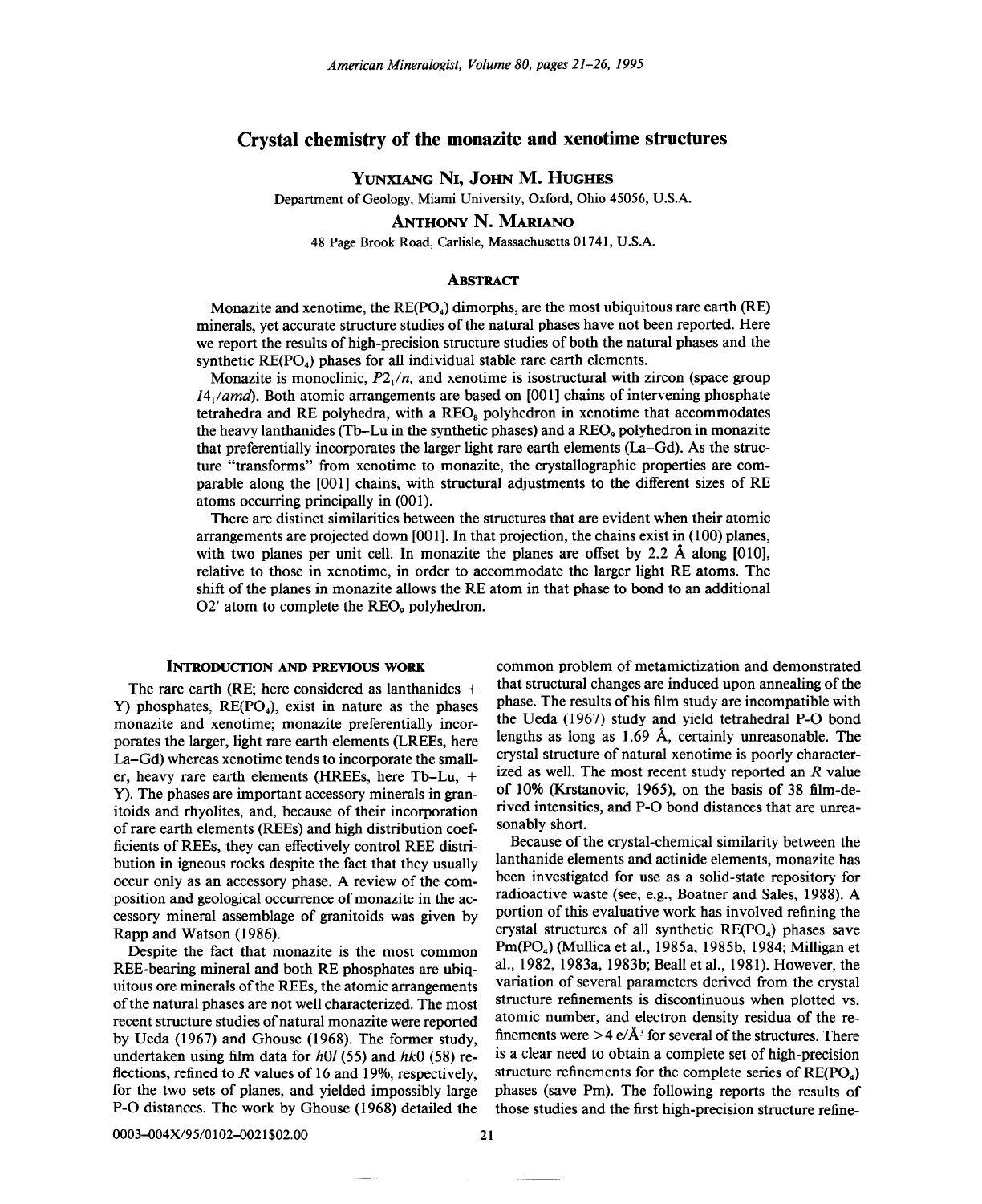# Crystal chemistry of the monazite and xenotime structures

**Yunxiang Ni, John M. Hughes**

Department of Geology, Miami University, Oxford, Ohio 45056, U.S.A.

**Anthony N. Mariano**

48 Page Brook Road, Carlisle, Massachusetts 01741, U.S.A.

## Abstract

Monazite and xenotime, the $RE(PO_4)$ dimorphs, are the most ubiquitous rare earth (RE) minerals, yet accurate structure studies of the natural phases have not been reported. Here we report the results of high-precision structure studies of both the natural phases and the synthetic $RE(PO_4)$ phases for all individual stable rare earth elements.

Monazite is monoclinic, $P2_1/n$, and xenotime is isostructural with zircon (space group $I4_1/amd$). Both atomic arrangements are based on [001] chains of intervening phosphate tetrahedra and RE polyhedra, with a $REO_8$ polyhedron in xenotime that accommodates the heavy lanthanides (Tb–Lu in the synthetic phases) and a $REO_9$ polyhedron in monazite that preferentially incorporates the larger light rare earth elements (La–Gd). As the structure "transforms" from xenotime to monazite, the crystallographic properties are comparable along the [001] chains, with structural adjustments to the different sizes of RE atoms occurring principally in (001).

There are distinct similarities between the structures that are evident when their atomic arrangements are projected down [001]. In that projection, the chains exist in (100) planes, with two planes per unit cell. In monazite the planes are offset by 2.2 Å along [010], relative to those in xenotime, in order to accommodate the larger light RE atoms. The shift of the planes in monazite allows the RE atom in that phase to bond to an additional O2′ atom to complete the $REO_9$ polyhedron.

## Introduction and previous work

The rare earth (RE; here considered as lanthanides + Y) phosphates, $RE(PO_4)$, exist in nature as the phases monazite and xenotime; monazite preferentially incorporates the larger, light rare earth elements (LREEs, here La–Gd) whereas xenotime tends to incorporate the smaller, heavy rare earth elements (HREEs, here Tb–Lu, + Y). The phases are important accessory minerals in granitoids and rhyolites, and, because of their incorporation of rare earth elements (REEs) and high distribution coefficients of REEs, they can effectively control REE distribution in igneous rocks despite the fact that they usually occur only as an accessory phase. A review of the composition and geological occurrence of monazite in the accessory mineral assemblage of granitoids was given by Rapp and Watson (1986).

Despite the fact that monazite is the most common REE-bearing mineral and both RE phosphates are ubiquitous ore minerals of the REEs, the atomic arrangements of the natural phases are not well characterized. The most recent structure studies of natural monazite were reported by Ueda (1967) and Ghouse (1968). The former study, undertaken using film data for *h0l* (55) and *hk0* (58) reflections, refined to *R* values of 16 and 19%, respectively, for the two sets of planes, and yielded impossibly large P-O distances. The work by Ghouse (1968) detailed the common problem of metamictization and demonstrated that structural changes are induced upon annealing of the phase. The results of his film study are incompatible with the Ueda (1967) study and yield tetrahedral P-O bond lengths as long as 1.69 Å, certainly unreasonable. The crystal structure of natural xenotime is poorly characterized as well. The most recent study reported an *R* value of 10% (Krstanovic, 1965), on the basis of 38 film-derived intensities, and P-O bond distances that are unreasonably short.

Because of the crystal-chemical similarity between the lanthanide elements and actinide elements, monazite has been investigated for use as a solid-state repository for radioactive waste (see, e.g., Boatner and Sales, 1988). A portion of this evaluative work has involved refining the crystal structures of all synthetic $RE(PO_4)$ phases save $Pm(PO_4)$ (Mullica et al., 1985a, 1985b, 1984; Milligan et al., 1982, 1983a, 1983b; Beall et al., 1981). However, the variation of several parameters derived from the crystal structure refinements is discontinuous when plotted vs. atomic number, and electron density residua of the refinements were >4 e/Å$^3$ for several of the structures. There is a clear need to obtain a complete set of high-precision structure refinements for the complete series of $RE(PO_4)$ phases (save Pm). The following reports the results of those studies and the first high-precision structure refine-

0003-004X/95/0102-0021$02.00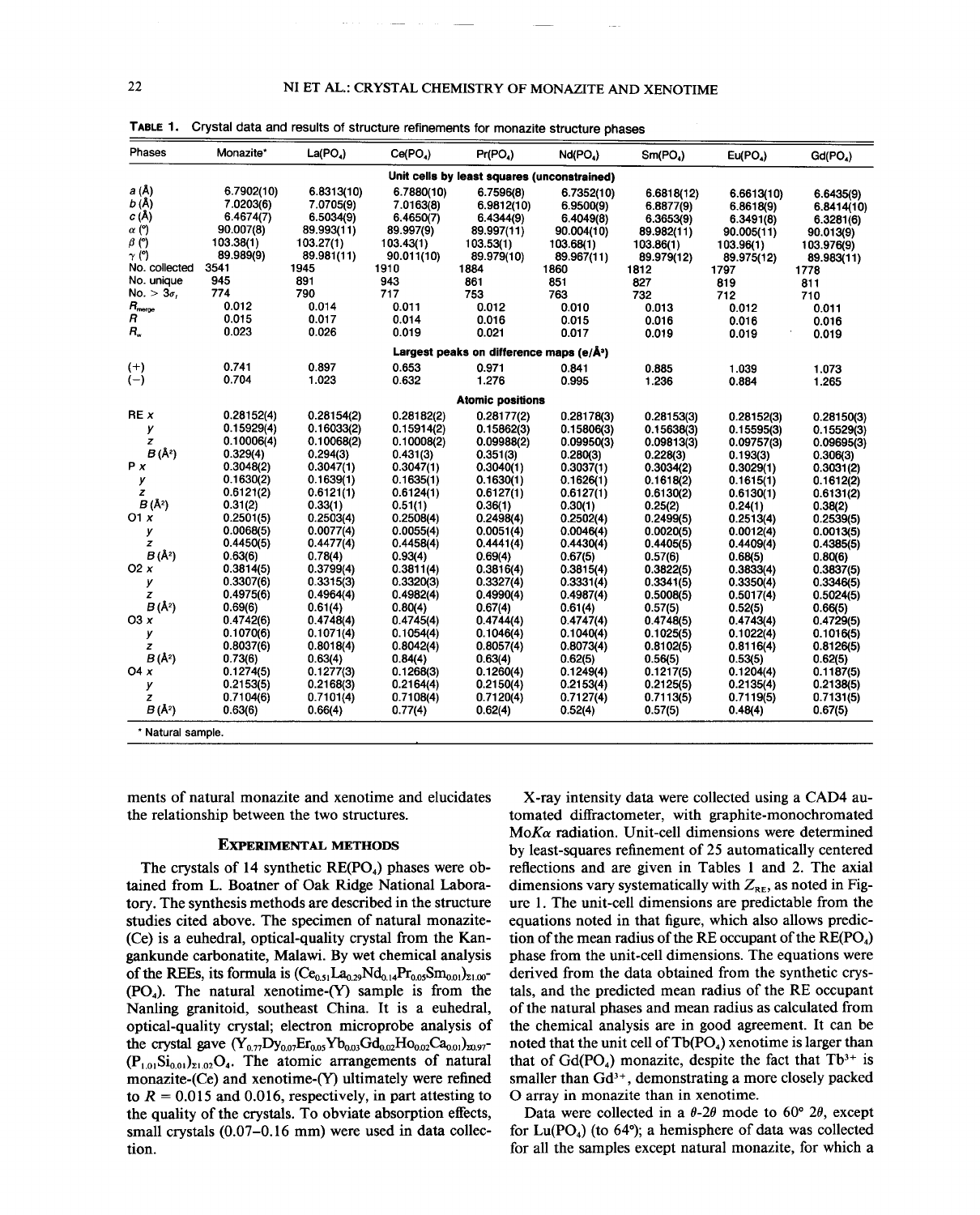**TABLE 1.** Crystal data and results of structure refinements for monazite structure phases

| Phases | Monazite* | $La(PO_4)$ | $Ce(PO_4)$ | $Pr(PO_4)$ | $Nd(PO_4)$ | $Sm(PO_4)$ | $Eu(PO_4)$ | $Gd(PO_4)$ |
|---|---|---|---|---|---|---|---|---|
| | | | | **Unit cells by least squares (unconstrained)** | | | | |
| $a$ (Å) | 6.7902(10) | 6.8313(10) | 6.7880(10) | 6.7596(8) | 6.7352(10) | 6.6818(12) | 6.6613(10) | 6.6435(9) |
| $b$ (Å) | 7.0203(6) | 7.0705(9) | 7.0163(8) | 6.9812(10) | 6.9500(9) | 6.8877(9) | 6.8618(9) | 6.8414(10) |
| $c$ (Å) | 6.4674(7) | 6.5034(9) | 6.4650(7) | 6.4344(9) | 6.4049(8) | 6.3653(9) | 6.3491(8) | 6.3281(6) |
| $\alpha$ (°) | 90.007(8) | 89.993(11) | 89.997(9) | 89.997(11) | 90.004(10) | 89.982(11) | 90.005(11) | 90.013(9) |
| $\beta$ (°) | 103.38(1) | 103.27(1) | 103.43(1) | 103.53(1) | 103.68(1) | 103.86(1) | 103.96(1) | 103.976(9) |
| $\gamma$ (°) | 89.989(9) | 89.981(11) | 90.011(10) | 89.979(10) | 89.967(11) | 89.979(12) | 89.975(12) | 89.983(11) |
| No. collected | 3541 | 1945 | 1910 | 1884 | 1860 | 1812 | 1797 | 1778 |
| No. unique | 945 | 891 | 943 | 861 | 851 | 827 | 819 | 811 |
| No. > $3\sigma_I$ | 774 | 790 | 717 | 753 | 763 | 732 | 712 | 710 |
| $R_{merge}$ | 0.012 | 0.014 | 0.011 | 0.012 | 0.010 | 0.013 | 0.012 | 0.011 |
| $R$ | 0.015 | 0.017 | 0.014 | 0.016 | 0.015 | 0.016 | 0.016 | 0.016 |
| $R_w$ | 0.023 | 0.026 | 0.019 | 0.021 | 0.017 | 0.019 | 0.019 | 0.019 |
| | | | | **Largest peaks on difference maps (e/Å³)** | | | | |
| (+) | 0.741 | 0.897 | 0.653 | 0.971 | 0.841 | 0.885 | 1.039 | 1.073 |
| (−) | 0.704 | 1.023 | 0.632 | 1.276 | 0.995 | 1.236 | 0.884 | 1.265 |
| | | | | **Atomic positions** | | | | |
| RE $x$ | 0.28152(4) | 0.28154(2) | 0.28182(2) | 0.28177(2) | 0.28178(3) | 0.28153(3) | 0.28152(3) | 0.28150(3) |
| $y$ | 0.15929(4) | 0.16033(2) | 0.15914(2) | 0.15862(3) | 0.15806(3) | 0.15638(3) | 0.15595(3) | 0.15529(3) |
| $z$ | 0.10006(4) | 0.10068(2) | 0.10008(2) | 0.09988(2) | 0.09950(3) | 0.09813(3) | 0.09757(3) | 0.09695(3) |
| $B$ (Å²) | 0.329(4) | 0.294(3) | 0.431(3) | 0.351(3) | 0.280(3) | 0.228(3) | 0.193(3) | 0.306(3) |
| P $x$ | 0.3048(2) | 0.3047(1) | 0.3047(1) | 0.3040(1) | 0.3037(1) | 0.3034(2) | 0.3029(1) | 0.3031(2) |
| $y$ | 0.1630(2) | 0.1639(1) | 0.1635(1) | 0.1630(1) | 0.1626(1) | 0.1618(2) | 0.1615(1) | 0.1612(2) |
| $z$ | 0.6121(2) | 0.6121(1) | 0.6124(1) | 0.6127(1) | 0.6127(1) | 0.6130(2) | 0.6130(1) | 0.6131(2) |
| $B$ (Å²) | 0.31(2) | 0.33(1) | 0.51(1) | 0.36(1) | 0.30(1) | 0.25(2) | 0.24(1) | 0.38(2) |
| O1 $x$ | 0.2501(5) | 0.2503(4) | 0.2508(4) | 0.2498(4) | 0.2502(4) | 0.2499(5) | 0.2513(4) | 0.2539(5) |
| $y$ | 0.0068(5) | 0.0077(4) | 0.0055(4) | 0.0051(4) | 0.0046(4) | 0.0020(5) | 0.0012(4) | 0.0013(5) |
| $z$ | 0.4450(5) | 0.4477(4) | 0.4458(4) | 0.4441(4) | 0.4430(4) | 0.4405(5) | 0.4409(4) | 0.4385(5) |
| $B$ (Å²) | 0.63(6) | 0.78(4) | 0.93(4) | 0.69(4) | 0.67(5) | 0.57(6) | 0.68(5) | 0.80(6) |
| O2 $x$ | 0.3814(5) | 0.3799(4) | 0.3811(4) | 0.3816(4) | 0.3815(4) | 0.3822(5) | 0.3833(4) | 0.3837(5) |
| $y$ | 0.3307(6) | 0.3315(3) | 0.3320(3) | 0.3327(4) | 0.3331(4) | 0.3341(5) | 0.3350(4) | 0.3346(5) |
| $z$ | 0.4975(6) | 0.4964(4) | 0.4982(4) | 0.4990(4) | 0.4987(4) | 0.5008(5) | 0.5017(4) | 0.5024(5) |
| $B$ (Å²) | 0.69(6) | 0.61(4) | 0.80(4) | 0.67(4) | 0.61(4) | 0.57(5) | 0.52(5) | 0.66(5) |
| O3 $x$ | 0.4742(6) | 0.4748(4) | 0.4745(4) | 0.4744(4) | 0.4747(4) | 0.4748(5) | 0.4743(4) | 0.4729(5) |
| $y$ | 0.1070(6) | 0.1071(4) | 0.1054(4) | 0.1046(4) | 0.1040(4) | 0.1025(5) | 0.1022(4) | 0.1016(5) |
| $z$ | 0.8037(6) | 0.8018(4) | 0.8042(4) | 0.8057(4) | 0.8073(4) | 0.8102(5) | 0.8116(4) | 0.8126(5) |
| $B$ (Å²) | 0.73(6) | 0.63(4) | 0.84(4) | 0.63(4) | 0.62(5) | 0.56(5) | 0.53(5) | 0.62(5) |
| O4 $x$ | 0.1274(5) | 0.1277(3) | 0.1268(3) | 0.1260(4) | 0.1249(4) | 0.1217(5) | 0.1204(4) | 0.1187(5) |
| $y$ | 0.2153(5) | 0.2168(3) | 0.2164(4) | 0.2150(4) | 0.2153(4) | 0.2125(5) | 0.2135(4) | 0.2138(5) |
| $z$ | 0.7104(6) | 0.7101(4) | 0.7108(4) | 0.7120(4) | 0.7127(4) | 0.7113(5) | 0.7119(5) | 0.7131(5) |
| $B$ (Å²) | 0.63(6) | 0.66(4) | 0.77(4) | 0.62(4) | 0.52(4) | 0.57(5) | 0.48(4) | 0.67(5) |

\* Natural sample.

ments of natural monazite and xenotime and elucidates the relationship between the two structures.

## Experimental methods

The crystals of 14 synthetic RE($PO_4$) phases were obtained from L. Boatner of Oak Ridge National Laboratory. The synthesis methods are described in the structure studies cited above. The specimen of natural monazite-(Ce) is a euhedral, optical-quality crystal from the Kangankunde carbonatite, Malawi. By wet chemical analysis of the REEs, its formula is $(Ce_{0.51}La_{0.29}Nd_{0.14}Pr_{0.05}Sm_{0.01})_{\Sigma 1.00}(PO_4)$. The natural xenotime-(Y) sample is from the Nanling granitoid, southeast China. It is a euhedral, optical-quality crystal; electron microprobe analysis of the crystal gave $(Y_{0.77}Dy_{0.07}Er_{0.05}Yb_{0.03}Gd_{0.02}Ho_{0.02}Ca_{0.01})_{\Sigma 0.97}(P_{1.01}Si_{0.01})_{\Sigma 1.02}O_4$. The atomic arrangements of natural monazite-(Ce) and xenotime-(Y) ultimately were refined to $R = 0.015$ and 0.016, respectively, in part attesting to the quality of the crystals. To obviate absorption effects, small crystals (0.07–0.16 mm) were used in data collection.

X-ray intensity data were collected using a CAD4 automated diffractometer, with graphite-monochromated Mo$K\alpha$ radiation. Unit-cell dimensions were determined by least-squares refinement of 25 automatically centered reflections and are given in Tables 1 and 2. The axial dimensions vary systematically with $Z_{RE}$, as noted in Figure 1. The unit-cell dimensions are predictable from the equations noted in that figure, which also allows prediction of the mean radius of the RE occupant of the RE($PO_4$) phase from the unit-cell dimensions. The equations were derived from the data obtained from the synthetic crystals, and the predicted mean radius of the RE occupant of the natural phases and mean radius as calculated from the chemical analysis are in good agreement. It can be noted that the unit cell of Tb($PO_4$) xenotime is larger than that of Gd($PO_4$) monazite, despite the fact that $Tb^{3+}$ is smaller than $Gd^{3+}$, demonstrating a more closely packed O array in monazite than in xenotime.

Data were collected in a $\theta$-$2\theta$ mode to 60° $2\theta$, except for Lu($PO_4$) (to 64°); a hemisphere of data was collected for all the samples except natural monazite, for which a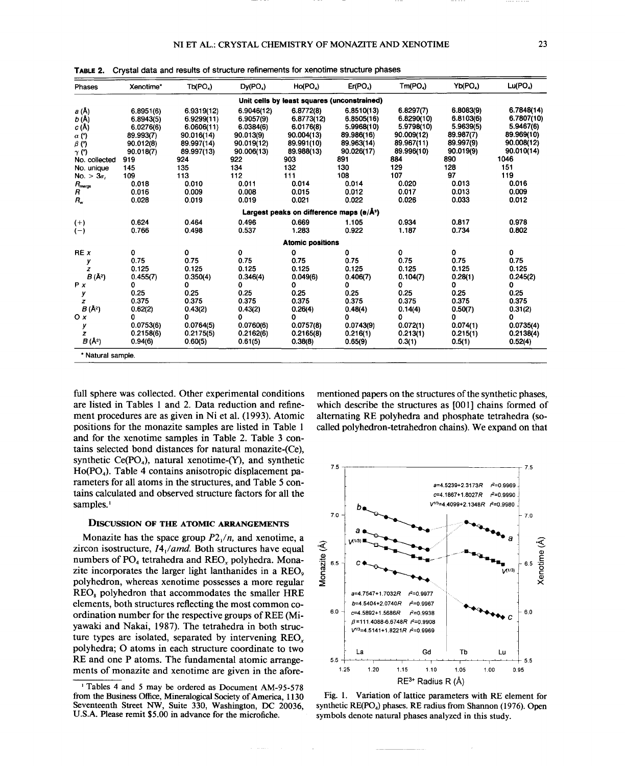**TABLE 2.** Crystal data and results of structure refinements for xenotime structure phases

| Phases | Xenotime* | $Tb(PO_4)$ | $Dy(PO_4)$ | $Ho(PO_4)$ | $Er(PO_4)$ | $Tm(PO_4)$ | $Yb(PO_4)$ | $Lu(PO_4)$ |
|---|---|---|---|---|---|---|---|---|
| | | | | Unit cells by least squares (unconstrained) | | | | |
| $a$ (Å) | 6.8951(6) | 6.9319(12) | 6.9046(12) | 6.8772(8) | 6.8510(13) | 6.8297(7) | 6.8083(9) | 6.7848(14) |
| $b$ (Å) | 6.8943(5) | 6.9299(11) | 6.9057(9) | 6.8773(12) | 6.8505(16) | 6.8290(10) | 6.8103(6) | 6.7807(10) |
| $c$ (Å) | 6.0276(6) | 6.0606(11) | 6.0384(6) | 6.0176(8) | 5.9968(10) | 5.9798(10) | 5.9639(5) | 5.9467(6) |
| $\alpha$ (°) | 89.993(7) | 90.016(14) | 90.013(9) | 90.004(13) | 89.986(16) | 90.009(12) | 89.987(7) | 89.969(10) |
| $\beta$ (°) | 90.012(8) | 89.997(14) | 90.019(12) | 89.991(10) | 89.963(14) | 89.967(11) | 89.997(9) | 90.008(12) |
| $\gamma$ (°) | 90.018(7) | 89.997(13) | 90.006(13) | 89.988(13) | 90.026(17) | 89.996(10) | 90.019(9) | 90.010(14) |
| No. collected | 919 | 924 | 922 | 903 | 891 | 884 | 890 | 1046 |
| No. unique | 145 | 135 | 134 | 132 | 130 | 129 | 128 | 151 |
| No. > $3\sigma_I$ | 109 | 113 | 112 | 111 | 108 | 107 | 97 | 119 |
| $R_{merge}$ | 0.018 | 0.010 | 0.011 | 0.014 | 0.014 | 0.020 | 0.013 | 0.016 |
| $R$ | 0.016 | 0.009 | 0.008 | 0.015 | 0.012 | 0.017 | 0.013 | 0.009 |
| $R_w$ | 0.028 | 0.019 | 0.019 | 0.021 | 0.022 | 0.026 | 0.033 | 0.012 |
| | | | | Largest peaks on difference maps (e/Å³) | | | | |
| (+) | 0.624 | 0.464 | 0.496 | 0.669 | 1.105 | 0.934 | 0.817 | 0.978 |
| (−) | 0.766 | 0.498 | 0.537 | 1.283 | 0.922 | 1.187 | 0.734 | 0.802 |
| | | | | Atomic positions | | | | |
| RE $x$ | 0 | 0 | 0 | 0 | 0 | 0 | 0 | 0 |
| $y$ | 0.75 | 0.75 | 0.75 | 0.75 | 0.75 | 0.75 | 0.75 | 0.75 |
| $z$ | 0.125 | 0.125 | 0.125 | 0.125 | 0.125 | 0.125 | 0.125 | 0.125 |
| $B$ (Å²) | 0.455(7) | 0.350(4) | 0.346(4) | 0.049(6) | 0.406(7) | 0.104(7) | 0.28(1) | 0.245(2) |
| P $x$ | 0 | 0 | 0 | 0 | 0 | 0 | 0 | 0 |
| $y$ | 0.25 | 0.25 | 0.25 | 0.25 | 0.25 | 0.25 | 0.25 | 0.25 |
| $z$ | 0.375 | 0.375 | 0.375 | 0.375 | 0.375 | 0.375 | 0.375 | 0.375 |
| $B$ (Å²) | 0.62(2) | 0.43(2) | 0.43(2) | 0.26(4) | 0.48(4) | 0.14(4) | 0.50(7) | 0.31(2) |
| O $x$ | 0 | 0 | 0 | 0 | 0 | 0 | 0 | 0 |
| $y$ | 0.0753(6) | 0.0764(5) | 0.0760(6) | 0.0757(8) | 0.0743(9) | 0.072(1) | 0.074(1) | 0.0735(4) |
| $z$ | 0.2158(6) | 0.2175(5) | 0.2162(6) | 0.2165(8) | 0.216(1) | 0.213(1) | 0.215(1) | 0.2138(4) |
| $B$ (Å²) | 0.94(6) | 0.60(5) | 0.61(5) | 0.38(8) | 0.65(9) | 0.3(1) | 0.5(1) | 0.52(4) |

\* Natural sample.

full sphere was collected. Other experimental conditions are listed in Tables 1 and 2. Data reduction and refinement procedures are as given in Ni et al. (1993). Atomic positions for the monazite samples are listed in Table 1 and for the xenotime samples in Table 2. Table 3 contains selected bond distances for natural monazite-(Ce), synthetic $Ce(PO_4)$, natural xenotime-(Y), and synthetic $Ho(PO_4)$. Table 4 contains anisotropic displacement parameters for all atoms in the structures, and Table 5 contains calculated and observed structure factors for all the samples.[1]

## Discussion of the atomic arrangements

Monazite has the space group $P2_1/n$, and xenotime, a zircon isostructure, $I4_1/amd$. Both structures have equal numbers of $PO_4$ tetrahedra and $REO_x$ polyhedra. Monazite incorporates the larger light lanthanides in a $REO_9$ polyhedron, whereas xenotime possesses a more regular $REO_8$ polyhedron that accommodates the smaller HRE elements, both structures reflecting the most common coordination number for the respective groups of REE (Miyawaki and Nakai, 1987). The tetrahedra in both structure types are isolated, separated by intervening $REO_x$ polyhedra; O atoms in each structure coordinate to two RE and one P atoms. The fundamental atomic arrangements of monazite and xenotime are given in the aforementioned papers on the structures of the synthetic phases, which describe the structures as [001] chains formed of alternating RE polyhedra and phosphate tetrahedra (so-called polyhedron-tetrahedron chains). We expand on that

[1] Tables 4 and 5 may be ordered as Document AM-95-578 from the Business Office, Mineralogical Society of America, 1130 Seventeenth Street NW, Suite 330, Washington, DC 20036, U.S.A. Please remit $5.00 in advance for the microfiche.

Fig. 1. Variation of lattice parameters with RE element for synthetic $RE(PO_4)$ phases. RE radius from Shannon (1976). Open symbols denote natural phases analyzed in this study.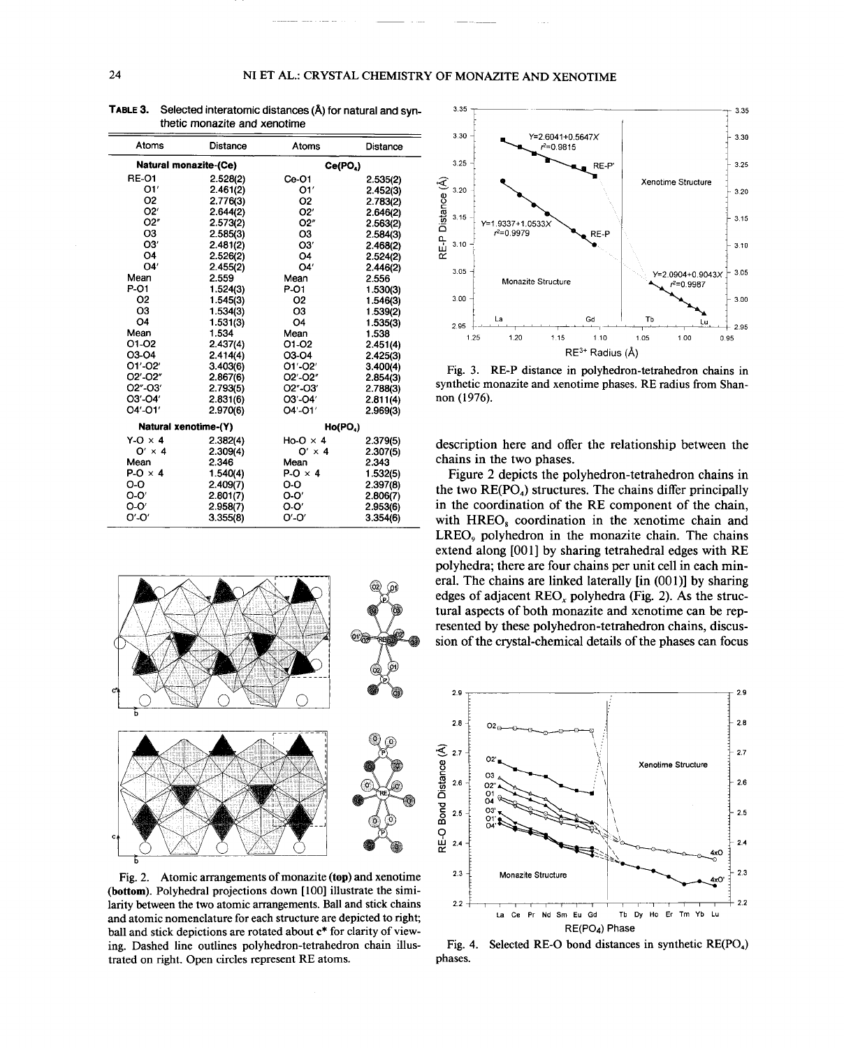**TABLE 3.** Selected interatomic distances (Å) for natural and synthetic monazite and xenotime

| Atoms | Distance | Atoms | Distance |
|---|---|---|---|
| **Natural monazite-(Ce)** | | **Ce(PO$_4$)** | |
| RE-O1 | 2.528(2) | Ce-O1 | 2.535(2) |
| O1′ | 2.461(2) | O1′ | 2.452(3) |
| O2 | 2.776(3) | O2 | 2.783(2) |
| O2′ | 2.644(2) | O2′ | 2.646(2) |
| O2″ | 2.573(2) | O2″ | 2.563(2) |
| O3 | 2.585(3) | O3 | 2.584(3) |
| O3′ | 2.481(2) | O3′ | 2.468(2) |
| O4 | 2.526(2) | O4 | 2.524(2) |
| O4′ | 2.455(2) | O4′ | 2.446(2) |
| Mean | 2.559 | Mean | 2.556 |
| P-O1 | 1.524(3) | P-O1 | 1.530(3) |
| O2 | 1.545(3) | O2 | 1.546(3) |
| O3 | 1.534(3) | O3 | 1.539(2) |
| O4 | 1.531(3) | O4 | 1.535(3) |
| Mean | 1.534 | Mean | 1.538 |
| O1-O2 | 2.437(4) | O1-O2 | 2.451(4) |
| O3-O4 | 2.414(4) | O3-O4 | 2.425(3) |
| O1′-O2′ | 3.403(6) | O1′-O2′ | 3.400(4) |
| O2′-O2″ | 2.867(6) | O2′-O2″ | 2.854(3) |
| O2″-O3′ | 2.793(5) | O2″-O3′ | 2.788(3) |
| O3′-O4′ | 2.831(6) | O3′-O4′ | 2.811(4) |
| O4′-O1′ | 2.970(6) | O4′-O1′ | 2.969(3) |
| **Natural xenotime-(Y)** | | **Ho(PO$_4$)** | |
| Y-O × 4 | 2.382(4) | Ho-O × 4 | 2.379(5) |
| O′ × 4 | 2.309(4) | O′ × 4 | 2.307(5) |
| Mean | 2.346 | Mean | 2.343 |
| P-O × 4 | 1.540(4) | P-O × 4 | 1.532(5) |
| O-O | 2.409(7) | O-O | 2.397(8) |
| O-O′ | 2.801(7) | O-O′ | 2.806(7) |
| O-O′ | 2.958(7) | O-O′ | 2.953(6) |
| O′-O′ | 3.355(8) | O′-O′ | 3.354(6) |

Fig. 2. Atomic arrangements of monazite (**top**) and xenotime (**bottom**). Polyhedral projections down [100] illustrate the similarity between the two atomic arrangements. Ball and stick chains and atomic nomenclature for each structure are depicted to right; ball and stick depictions are rotated about **c*** for clarity of viewing. Dashed line outlines polyhedron-tetrahedron chain illustrated on right. Open circles represent RE atoms.

Fig. 3. RE-P distance in polyhedron-tetrahedron chains in synthetic monazite and xenotime phases. RE radius from Shannon (1976).

description here and offer the relationship between the chains in the two phases.

Figure 2 depicts the polyhedron-tetrahedron chains in the two RE(PO$_4$) structures. The chains differ principally in the coordination of the RE component of the chain, with HREO$_8$ coordination in the xenotime chain and LREO$_9$ polyhedron in the monazite chain. The chains extend along [001] by sharing tetrahedral edges with RE polyhedra; there are four chains per unit cell in each mineral. The chains are linked laterally [in (001)] by sharing edges of adjacent REO$_x$ polyhedra (Fig. 2). As the structural aspects of both monazite and xenotime can be represented by these polyhedron-tetrahedron chains, discussion of the crystal-chemical details of the phases can focus

Fig. 4. Selected RE-O bond distances in synthetic RE(PO$_4$) phases.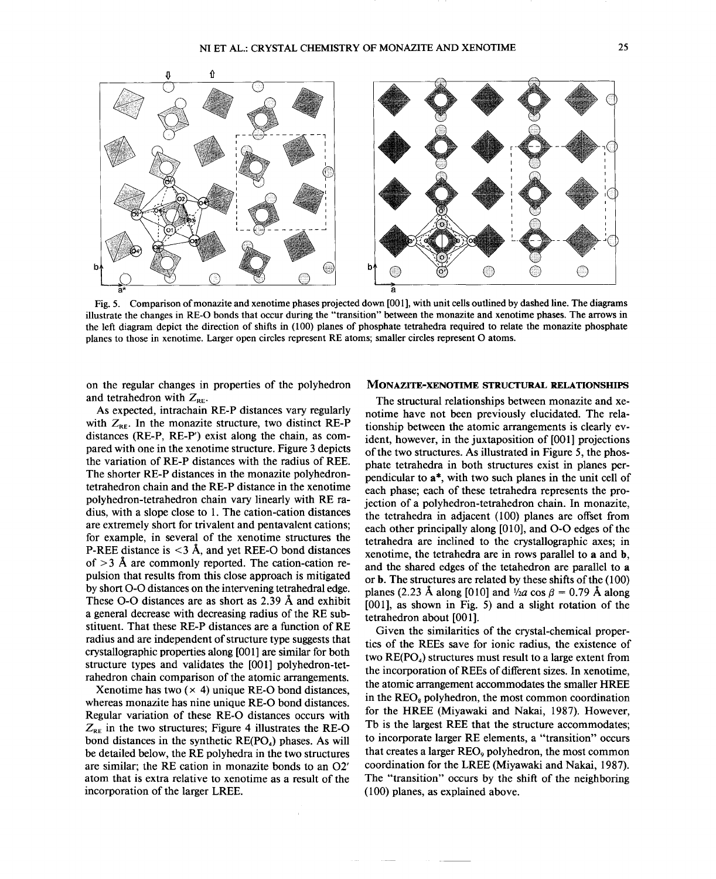Fig. 5. Comparison of monazite and xenotime phases projected down [001], with unit cells outlined by dashed line. The diagrams illustrate the changes in RE-O bonds that occur during the "transition" between the monazite and xenotime phases. The arrows in the left diagram depict the direction of shifts in (100) planes of phosphate tetrahedra required to relate the monazite phosphate planes to those in xenotime. Larger open circles represent RE atoms; smaller circles represent O atoms.

on the regular changes in properties of the polyhedron and tetrahedron with $Z_{RE}$.

As expected, intrachain RE-P distances vary regularly with $Z_{RE}$. In the monazite structure, two distinct RE-P distances (RE-P, RE-P′) exist along the chain, as compared with one in the xenotime structure. Figure 3 depicts the variation of RE-P distances with the radius of REE. The shorter RE-P distances in the monazite polyhedron-tetrahedron chain and the RE-P distance in the xenotime polyhedron-tetrahedron chain vary linearly with RE radius, with a slope close to 1. The cation-cation distances are extremely short for trivalent and pentavalent cations; for example, in several of the xenotime structures the P-REE distance is <3 Å, and yet REE-O bond distances of >3 Å are commonly reported. The cation-cation repulsion that results from this close approach is mitigated by short O-O distances on the intervening tetrahedral edge. These O-O distances are as short as 2.39 Å and exhibit a general decrease with decreasing radius of the RE substituent. That these RE-P distances are a function of RE radius and are independent of structure type suggests that crystallographic properties along [001] are similar for both structure types and validates the [001] polyhedron-tetrahedron chain comparison of the atomic arrangements.

Xenotime has two (× 4) unique RE-O bond distances, whereas monazite has nine unique RE-O bond distances. Regular variation of these RE-O distances occurs with $Z_{RE}$ in the two structures; Figure 4 illustrates the RE-O bond distances in the synthetic $RE(PO_4)$ phases. As will be detailed below, the RE polyhedra in the two structures are similar; the RE cation in monazite bonds to an O2′ atom that is extra relative to xenotime as a result of the incorporation of the larger LREE.

## Monazite-xenotime structural relationships

The structural relationships between monazite and xenotime have not been previously elucidated. The relationship between the atomic arrangements is clearly evident, however, in the juxtaposition of [001] projections of the two structures. As illustrated in Figure 5, the phosphate tetrahedra in both structures exist in planes perpendicular to **a***, with two such planes in the unit cell of each phase; each of these tetrahedra represents the projection of a polyhedron-tetrahedron chain. In monazite, the tetrahedra in adjacent (100) planes are offset from each other principally along [010], and O-O edges of the tetrahedra are inclined to the crystallographic axes; in xenotime, the tetrahedra are in rows parallel to **a** and **b**, and the shared edges of the tetahedron are parallel to **a** or **b**. The structures are related by these shifts of the (100) planes (2.23 Å along [010] and $\frac{1}{2}a \cos \beta = 0.79$ Å along [001], as shown in Fig. 5) and a slight rotation of the tetrahedron about [001].

Given the similarities of the crystal-chemical properties of the REEs save for ionic radius, the existence of two $RE(PO_4)$ structures must result to a large extent from the incorporation of REEs of different sizes. In xenotime, the atomic arrangement accommodates the smaller HREE in the $REO_8$ polyhedron, the most common coordination for the HREE (Miyawaki and Nakai, 1987). However, Tb is the largest REE that the structure accommodates; to incorporate larger RE elements, a "transition" occurs that creates a larger $REO_9$ polyhedron, the most common coordination for the LREE (Miyawaki and Nakai, 1987). The "transition" occurs by the shift of the neighboring (100) planes, as explained above.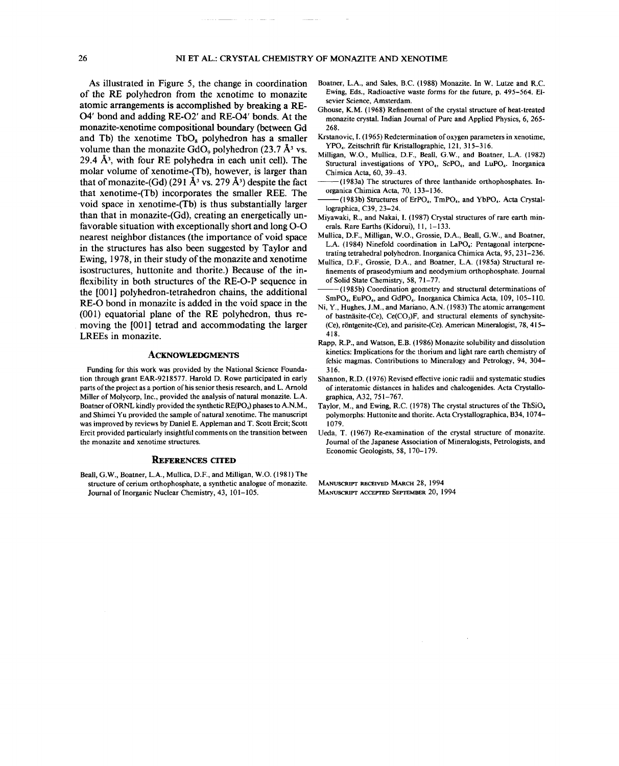As illustrated in Figure 5, the change in coordination of the RE polyhedron from the xenotime to monazite atomic arrangements is accomplished by breaking a RE-O4′ bond and adding RE-O2′ and RE-O4′ bonds. At the monazite-xenotime compositional boundary (between Gd and Tb) the xenotime $TbO_8$ polyhedron has a smaller volume than the monazite $GdO_9$ polyhedron (23.7 Å$^3$ vs. 29.4 Å$^3$, with four RE polyhedra in each unit cell). The molar volume of xenotime-(Tb), however, is larger than that of monazite-(Gd) (291 Å$^3$ vs. 279 Å$^3$) despite the fact that xenotime-(Tb) incorporates the smaller REE. The void space in xenotime-(Tb) is thus substantially larger than that in monazite-(Gd), creating an energetically unfavorable situation with exceptionally short and long O-O nearest neighbor distances (the importance of void space in the structures has also been suggested by Taylor and Ewing, 1978, in their study of the monazite and xenotime isostructures, huttonite and thorite.) Because of the inflexibility in both structures of the RE-O-P sequence in the [001] polyhedron-tetrahedron chains, the additional RE-O bond in monazite is added in the void space in the (001) equatorial plane of the RE polyhedron, thus removing the [001] tetrad and accommodating the larger LREEs in monazite.

## Acknowledgments

Funding for this work was provided by the National Science Foundation through grant EAR-9218577. Harold D. Rowe participated in early parts of the project as a portion of his senior thesis research, and L. Arnold Miller of Molycorp, Inc., provided the analysis of natural monazite. L.A. Boatner of ORNL kindly provided the synthetic $RE(PO_4)$ phases to A.N.M., and Shimei Yu provided the sample of natural xenotime. The manuscript was improved by reviews by Daniel E. Appleman and T. Scott Ercit; Scott Ercit provided particularly insightful comments on the transition between the monazite and xenotime structures.

## References Cited

Beall, G.W., Boatner, L.A., Mullica, D.F., and Milligan, W.O. (1981) The structure of cerium orthophosphate, a synthetic analogue of monazite. Journal of Inorganic Nuclear Chemistry, 43, 101–105.

Boatner, L.A., and Sales, B.C. (1988) Monazite. In W. Lutze and R.C. Ewing, Eds., Radioactive waste forms for the future, p. 495–564. Elsevier Science, Amsterdam.

Ghouse, K.M. (1968) Refinement of the crystal structure of heat-treated monazite crystal. Indian Journal of Pure and Applied Physics, 6, 265–268.

Krstanovic, I. (1965) Redetermination of oxygen parameters in xenotime, $YPO_4$. Zeitschrift für Kristallographie, 121, 315–316.

Milligan, W.O., Mullica, D.F., Beall, G.W., and Boatner, L.A. (1982) Structural investigations of $YPO_4$, $ScPO_4$, and $LuPO_4$. Inorganica Chimica Acta, 60, 39–43.

——— (1983a) The structures of three lanthanide orthophosphates. Inorganica Chimica Acta, 70, 133–136.

——— (1983b) Structures of $ErPO_4$, $TmPO_4$, and $YbPO_4$. Acta Crystallographica, C39, 23–24.

Miyawaki, R., and Nakai, I. (1987) Crystal structures of rare earth minerals. Rare Earths (Kidorui), 11, 1–133.

Mullica, D.F., Milligan, W.O., Grossie, D.A., Beall, G.W., and Boatner, L.A. (1984) Ninefold coordination in $LaPO_4$: Pentagonal interpenetrating tetrahedral polyhedron. Inorganica Chimica Acta, 95, 231–236.

Mullica, D.F., Grossie, D.A., and Boatner, L.A. (1985a) Structural refinements of praseodymium and neodymium orthophosphate. Journal of Solid State Chemistry, 58, 71–77.

——— (1985b) Coordination geometry and structural determinations of $SmPO_4$, $EuPO_4$, and $GdPO_4$. Inorganica Chimica Acta, 109, 105–110.

Ni, Y., Hughes, J.M., and Mariano, A.N. (1983) The atomic arrangement of bastnäsite-(Ce), $Ce(CO_3)F$, and structural elements of synchysite-(Ce), röntgenite-(Ce), and parisite-(Ce). American Mineralogist, 78, 415–418.

Rapp, R.P., and Watson, E.B. (1986) Monazite solubility and dissolution kinetics: Implications for the thorium and light rare earth chemistry of felsic magmas. Contributions to Mineralogy and Petrology, 94, 304–316.

Shannon, R.D. (1976) Revised effective ionic radii and systematic studies of interatomic distances in halides and chalcogenides. Acta Crystallographica, A32, 751–767.

Taylor, M., and Ewing, R.C. (1978) The crystal structures of the $ThSiO_4$ polymorphs: Huttonite and thorite. Acta Crystallographica, B34, 1074–1079.

Ueda, T. (1967) Re-examination of the crystal structure of monazite. Journal of the Japanese Association of Mineralogists, Petrologists, and Economic Geologists, 58, 170–179.

Manuscript received March 28, 1994
Manuscript accepted September 20, 1994